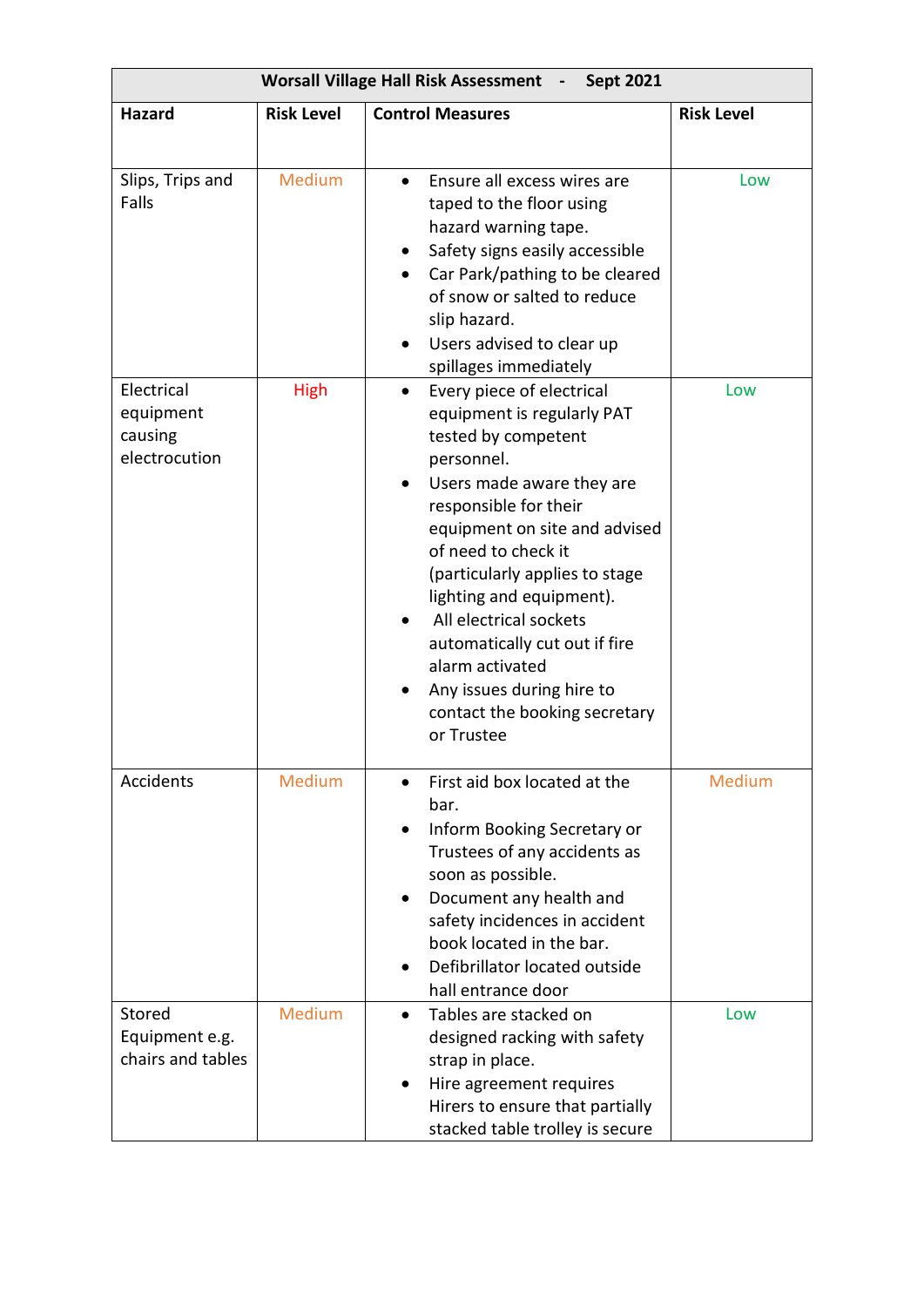| Worsall Village Hall Risk Assessment - Sept 2021 | | | |
|---|---|---|---|
| **Hazard** | **Risk Level** | **Control Measures** | **Risk Level** |
| Slips, Trips and Falls | Medium | • Ensure all excess wires are taped to the floor using hazard warning tape.<br>• Safety signs easily accessible<br>• Car Park/pathing to be cleared of snow or salted to reduce slip hazard.<br>• Users advised to clear up spillages immediately | Low |
| Electrical equipment causing electrocution | High | • Every piece of electrical equipment is regularly PAT tested by competent personnel.<br>• Users made aware they are responsible for their equipment on site and advised of need to check it (particularly applies to stage lighting and equipment).<br>• All electrical sockets automatically cut out if fire alarm activated<br>• Any issues during hire to contact the booking secretary or Trustee | Low |
| Accidents | Medium | • First aid box located at the bar.<br>• Inform Booking Secretary or Trustees of any accidents as soon as possible.<br>• Document any health and safety incidences in accident book located in the bar.<br>• Defibrillator located outside hall entrance door | Medium |
| Stored Equipment e.g. chairs and tables | Medium | • Tables are stacked on designed racking with safety strap in place.<br>• Hire agreement requires Hirers to ensure that partially stacked table trolley is secure | Low |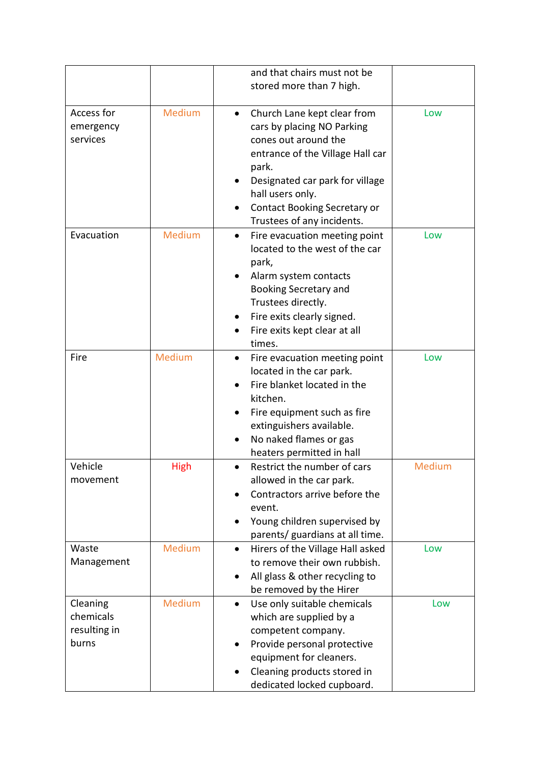| | | | |
|---|---|---|---|
| | | and that chairs must not be stored more than 7 high. | |
| Access for emergency services | Medium | • Church Lane kept clear from cars by placing NO Parking cones out around the entrance of the Village Hall car park.<br>• Designated car park for village hall users only.<br>• Contact Booking Secretary or Trustees of any incidents. | Low |
| Evacuation | Medium | • Fire evacuation meeting point located to the west of the car park,<br>• Alarm system contacts Booking Secretary and Trustees directly.<br>• Fire exits clearly signed.<br>• Fire exits kept clear at all times. | Low |
| Fire | Medium | • Fire evacuation meeting point located in the car park.<br>• Fire blanket located in the kitchen.<br>• Fire equipment such as fire extinguishers available.<br>• No naked flames or gas heaters permitted in hall | Low |
| Vehicle movement | High | • Restrict the number of cars allowed in the car park.<br>• Contractors arrive before the event.<br>• Young children supervised by parents/ guardians at all time. | Medium |
| Waste Management | Medium | • Hirers of the Village Hall asked to remove their own rubbish.<br>• All glass & other recycling to be removed by the Hirer | Low |
| Cleaning chemicals resulting in burns | Medium | • Use only suitable chemicals which are supplied by a competent company.<br>• Provide personal protective equipment for cleaners.<br>• Cleaning products stored in dedicated locked cupboard. | Low |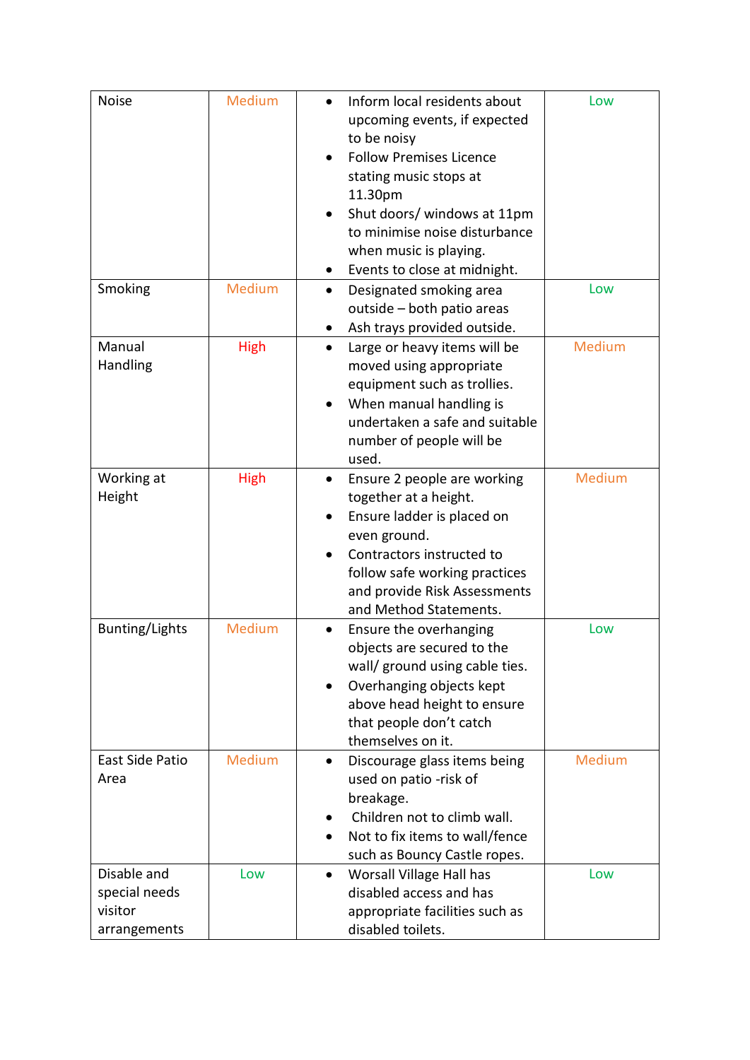| Noise | Medium | • Inform local residents about upcoming events, if expected to be noisy<br>• Follow Premises Licence stating music stops at 11.30pm<br>• Shut doors/ windows at 11pm to minimise noise disturbance when music is playing.<br>• Events to close at midnight. | Low |
|---|---|---|---|
| Smoking | Medium | • Designated smoking area outside – both patio areas<br>• Ash trays provided outside. | Low |
| Manual Handling | High | • Large or heavy items will be moved using appropriate equipment such as trollies.<br>• When manual handling is undertaken a safe and suitable number of people will be used. | Medium |
| Working at Height | High | • Ensure 2 people are working together at a height.<br>• Ensure ladder is placed on even ground.<br>• Contractors instructed to follow safe working practices and provide Risk Assessments and Method Statements. | Medium |
| Bunting/Lights | Medium | • Ensure the overhanging objects are secured to the wall/ ground using cable ties.<br>• Overhanging objects kept above head height to ensure that people don't catch themselves on it. | Low |
| East Side Patio Area | Medium | • Discourage glass items being used on patio -risk of breakage.<br>• Children not to climb wall.<br>• Not to fix items to wall/fence such as Bouncy Castle ropes. | Medium |
| Disable and special needs visitor arrangements | Low | • Worsall Village Hall has disabled access and has appropriate facilities such as disabled toilets. | Low |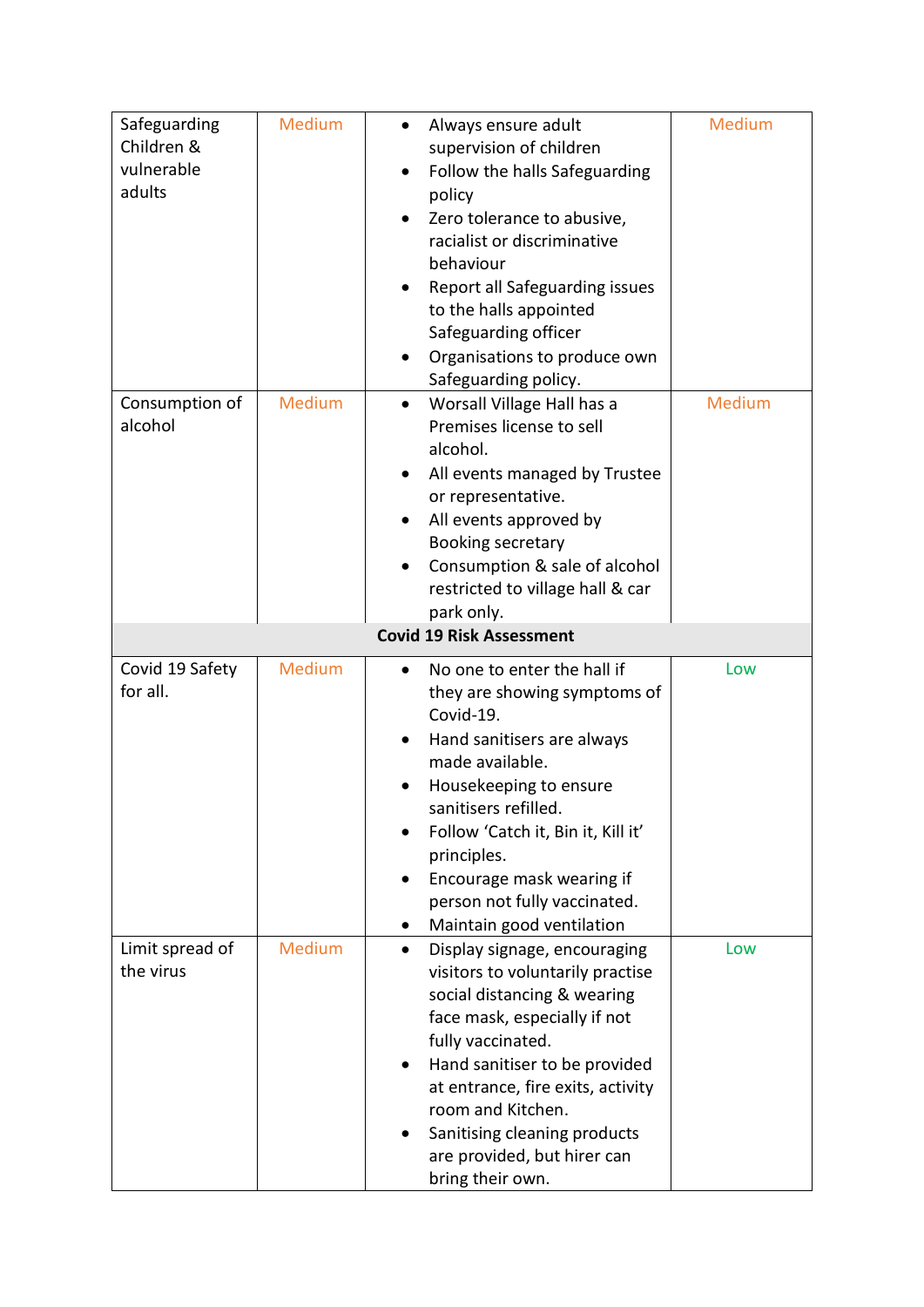| | | | |
|---|---|---|---|
| Safeguarding Children & vulnerable adults | Medium | • Always ensure adult supervision of children<br>• Follow the halls Safeguarding policy<br>• Zero tolerance to abusive, racialist or discriminative behaviour<br>• Report all Safeguarding issues to the halls appointed Safeguarding officer<br>• Organisations to produce own Safeguarding policy. | Medium |
| Consumption of alcohol | Medium | • Worsall Village Hall has a Premises license to sell alcohol.<br>• All events managed by Trustee or representative.<br>• All events approved by Booking secretary<br>• Consumption & sale of alcohol restricted to village hall & car park only. | Medium |
| **Covid 19 Risk Assessment** | | | |
| Covid 19 Safety for all. | Medium | • No one to enter the hall if they are showing symptoms of Covid-19.<br>• Hand sanitisers are always made available.<br>• Housekeeping to ensure sanitisers refilled.<br>• Follow 'Catch it, Bin it, Kill it' principles.<br>• Encourage mask wearing if person not fully vaccinated.<br>• Maintain good ventilation | Low |
| Limit spread of the virus | Medium | • Display signage, encouraging visitors to voluntarily practise social distancing & wearing face mask, especially if not fully vaccinated.<br>• Hand sanitiser to be provided at entrance, fire exits, activity room and Kitchen.<br>• Sanitising cleaning products are provided, but hirer can bring their own. | Low |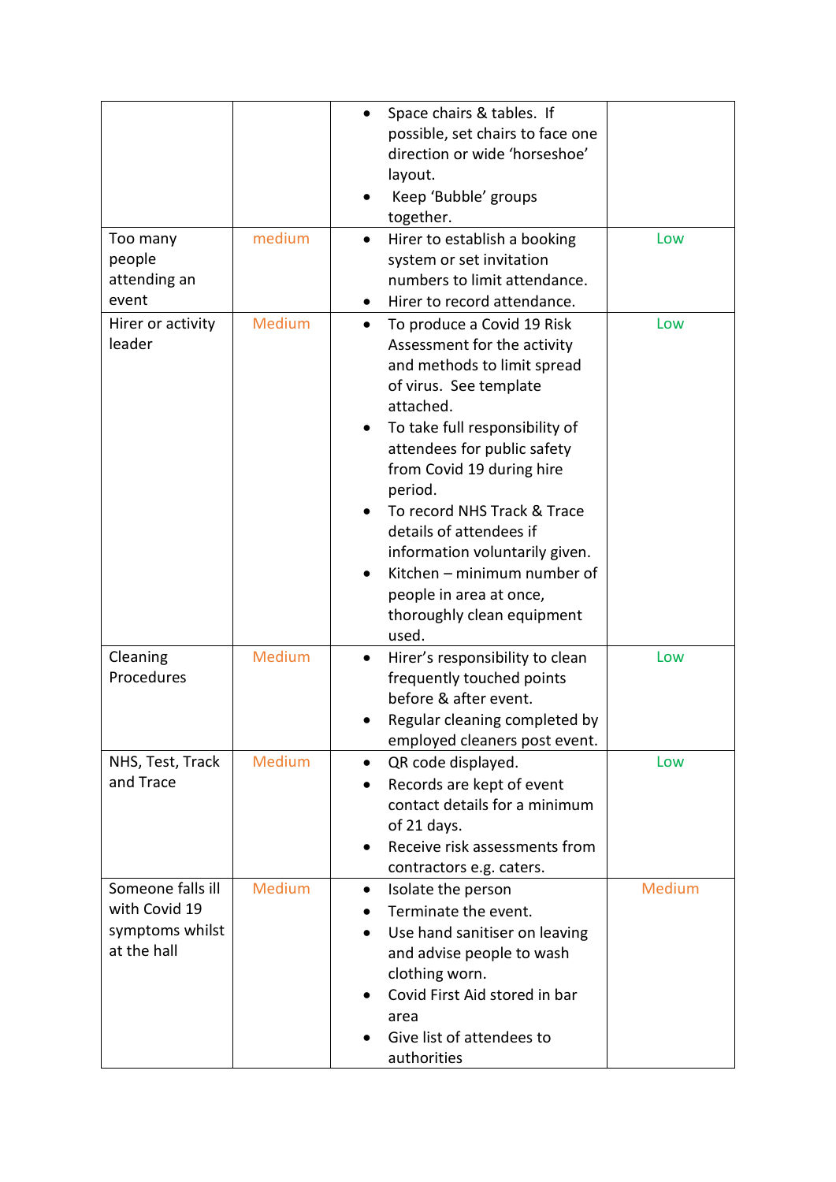| | | | |
|---|---|---|---|
| | | • Space chairs & tables. If possible, set chairs to face one direction or wide 'horseshoe' layout.<br>• Keep 'Bubble' groups together. | |
| Too many people attending an event | medium | • Hirer to establish a booking system or set invitation numbers to limit attendance.<br>• Hirer to record attendance. | Low |
| Hirer or activity leader | Medium | • To produce a Covid 19 Risk Assessment for the activity and methods to limit spread of virus. See template attached.<br>• To take full responsibility of attendees for public safety from Covid 19 during hire period.<br>• To record NHS Track & Trace details of attendees if information voluntarily given.<br>• Kitchen – minimum number of people in area at once, thoroughly clean equipment used. | Low |
| Cleaning Procedures | Medium | • Hirer's responsibility to clean frequently touched points before & after event.<br>• Regular cleaning completed by employed cleaners post event. | Low |
| NHS, Test, Track and Trace | Medium | • QR code displayed.<br>• Records are kept of event contact details for a minimum of 21 days.<br>• Receive risk assessments from contractors e.g. caters. | Low |
| Someone falls ill with Covid 19 symptoms whilst at the hall | Medium | • Isolate the person<br>• Terminate the event.<br>• Use hand sanitiser on leaving and advise people to wash clothing worn.<br>• Covid First Aid stored in bar area<br>• Give list of attendees to authorities | Medium |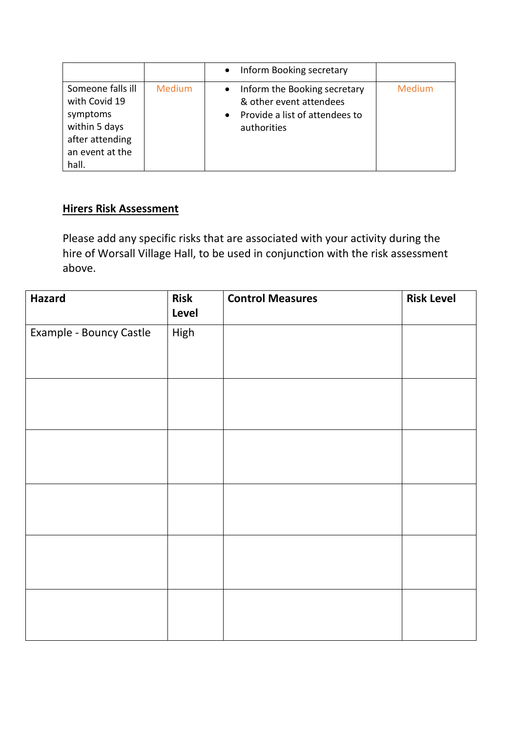| | | | |
|---|---|---|---|
| | | • Inform Booking secretary | |
| Someone falls ill with Covid 19 symptoms within 5 days after attending an event at the hall. | Medium | • Inform the Booking secretary & other event attendees<br>• Provide a list of attendees to authorities | Medium |

**Hirers Risk Assessment**

Please add any specific risks that are associated with your activity during the hire of Worsall Village Hall, to be used in conjunction with the risk assessment above.

| Hazard | Risk Level | Control Measures | Risk Level |
|---|---|---|---|
| Example - Bouncy Castle | High | | |
| | | | |
| | | | |
| | | | |
| | | | |
| | | | |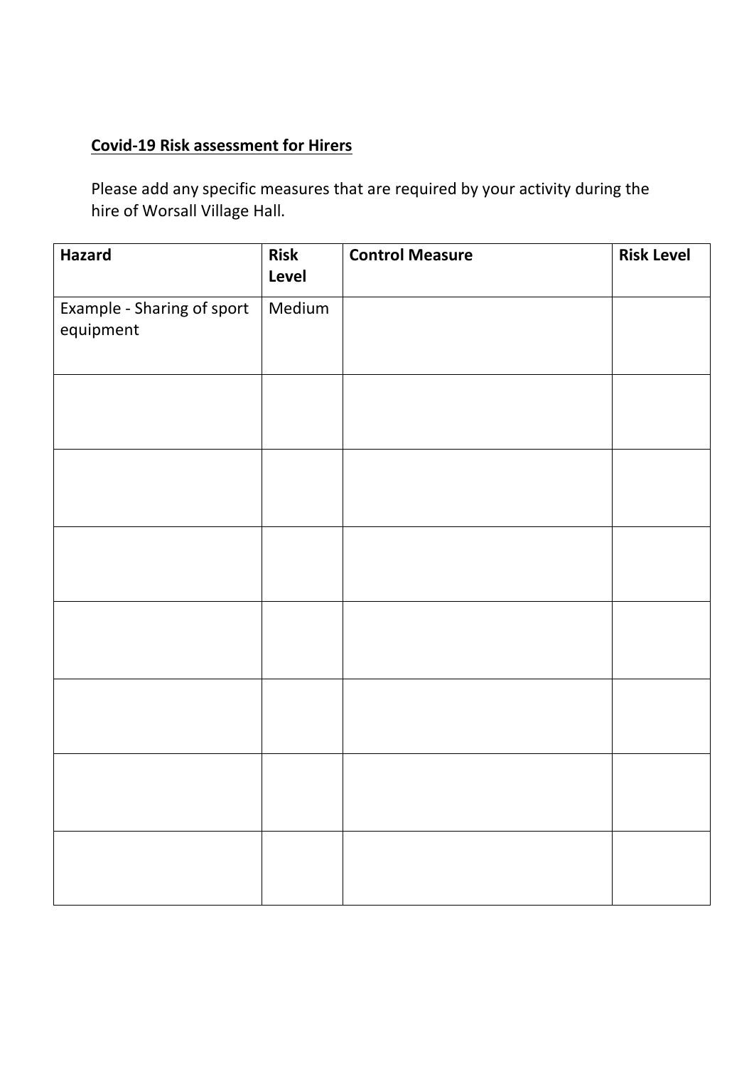**<u>Covid-19 Risk assessment for Hirers</u>**

Please add any specific measures that are required by your activity during the hire of Worsall Village Hall.

| Hazard | Risk Level | Control Measure | Risk Level |
|---|---|---|---|
| Example - Sharing of sport equipment | Medium | | |
| | | | |
| | | | |
| | | | |
| | | | |
| | | | |
| | | | |
| | | | |